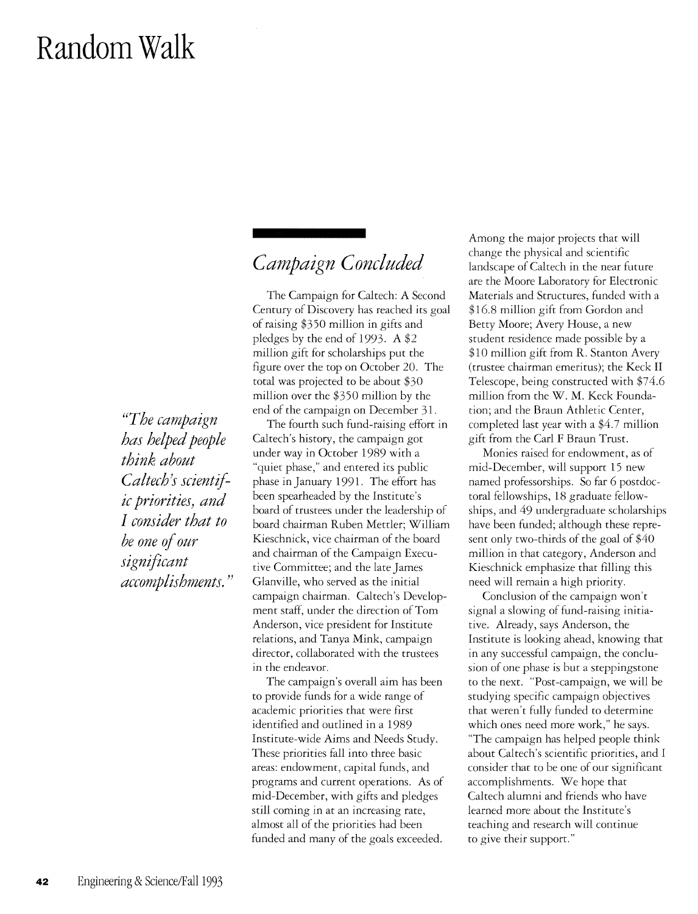# Random Walk

## *Campaign Concluded*

*"The campaign has helped people think about Caltech's scientific priorities, and I consider that to be one of our significant accomplishments."*

The Campaign for Caltech: A Second Century of Discovery has reached its goal of raising $350 million in gifts and pledges by the end of 1993. A $2 million gift for scholarships put the figure over the top on October 20. The total was projected to be about $30 million over the $350 million by the end of the campaign on December 31.

The fourth such fund-raising effort in Caltech's history, the campaign got under way in October 1989 with a "quiet phase," and entered its public phase in January 1991. The effort has been spearheaded by the Institute's board of trustees under the leadership of board chairman Ruben Mettler; William Kieschnick, vice chairman of the board and chairman of the Campaign Executive Committee; and the late James Glanville, who served as the initial campaign chairman. Caltech's Development staff, under the direction of Tom Anderson, vice president for Institute relations, and Tanya Mink, campaign director, collaborated with the trustees in the endeavor.

The campaign's overall aim has been to provide funds for a wide range of academic priorities that were first identified and outlined in a 1989 Institute-wide Aims and Needs Study. These priorities fall into three basic areas: endowment, capital funds, and programs and current operations. As of mid-December, with gifts and pledges still coming in at an increasing rate, almost all of the priorities had been funded and many of the goals exceeded.

Among the major projects that will change the physical and scientific landscape of Caltech in the near future are the Moore Laboratory for Electronic Materials and Structures, funded with a $16.8 million gift from Gordon and Betty Moore; Avery House, a new student residence made possible by a $10 million gift from R. Stanton Avery (trustee chairman emeritus); the Keck II Telescope, being constructed with $74.6 million from the W. M. Keck Foundation; and the Braun Athletic Center, completed last year with a $4.7 million gift from the Carl F Braun Trust.

Monies raised for endowment, as of mid-December, will support 15 new named professorships. So far 6 postdoctoral fellowships, 18 graduate fellowships, and 49 undergraduate scholarships have been funded; although these represent only two-thirds of the goal of $40 million in that category, Anderson and Kieschnick emphasize that filling this need will remain a high priority.

Conclusion of the campaign won't signal a slowing of fund-raising initiative. Already, says Anderson, the Institute is looking ahead, knowing that in any successful campaign, the conclusion of one phase is but a steppingstone to the next. "Post-campaign, we will be studying specific campaign objectives that weren't fully funded to determine which ones need more work," he says. "The campaign has helped people think about Caltech's scientific priorities, and I consider that to be one of our significant accomplishments. We hope that Caltech alumni and friends who have learned more about the Institute's teaching and research will continue to give their support."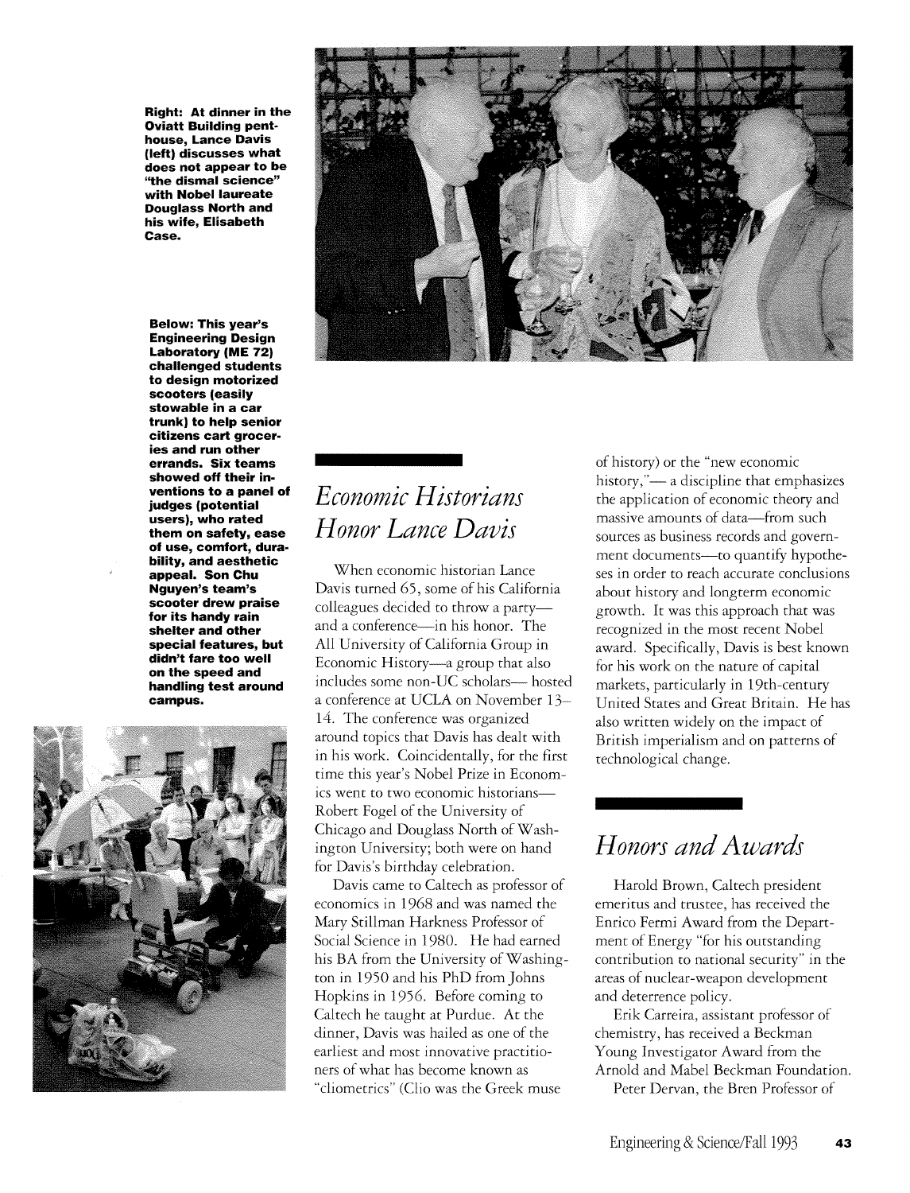**Right: At dinner in the Oviatt Building penthouse, Lance Davis (left) discusses what does not appear to be "the dismal science" with Nobel laureate Douglass North and his wife, Elisabeth Case.**

**Below: This year's Engineering Design Laboratory (ME 72) challenged students to design motorized scooters (easily stowable in a car trunk) to help senior citizens cart groceries and run other errands. Six teams showed off their inventions to a panel of judges (potential users), who rated them on safety, ease of use, comfort, durability, and aesthetic appeal. Son Chu Nguyen's team's scooter drew praise for its handy rain shelter and other special features, but didn't fare too well on the speed and handling test around campus.**

## *Economic Historians Honor Lance Davis*

When economic historian Lance Davis turned 65, some of his California colleagues decided to throw a party—and a conference—in his honor. The All University of California Group in Economic History—a group that also includes some non-UC scholars— hosted a conference at UCLA on November 13–14. The conference was organized around topics that Davis has dealt with in his work. Coincidentally, for the first time this year's Nobel Prize in Economics went to two economic historians—Robert Fogel of the University of Chicago and Douglass North of Washington University; both were on hand for Davis's birthday celebration.

Davis came to Caltech as professor of economics in 1968 and was named the Mary Stillman Harkness Professor of Social Science in 1980. He had earned his BA from the University of Washington in 1950 and his PhD from Johns Hopkins in 1956. Before coming to Caltech he taught at Purdue. At the dinner, Davis was hailed as one of the earliest and most innovative practitioners of what has become known as "cliometrics" (Clio was the Greek muse of history) or the "new economic history,"— a discipline that emphasizes the application of economic theory and massive amounts of data—from such sources as business records and government documents—to quantify hypotheses in order to reach accurate conclusions about history and longterm economic growth. It was this approach that was recognized in the most recent Nobel award. Specifically, Davis is best known for his work on the nature of capital markets, particularly in 19th-century United States and Great Britain. He has also written widely on the impact of British imperialism and on patterns of technological change.

## *Honors and Awards*

Harold Brown, Caltech president emeritus and trustee, has received the Enrico Fermi Award from the Department of Energy "for his outstanding contribution to national security" in the areas of nuclear-weapon development and deterrence policy.

Erik Carreira, assistant professor of chemistry, has received a Beckman Young Investigator Award from the Arnold and Mabel Beckman Foundation.

Peter Dervan, the Bren Professor of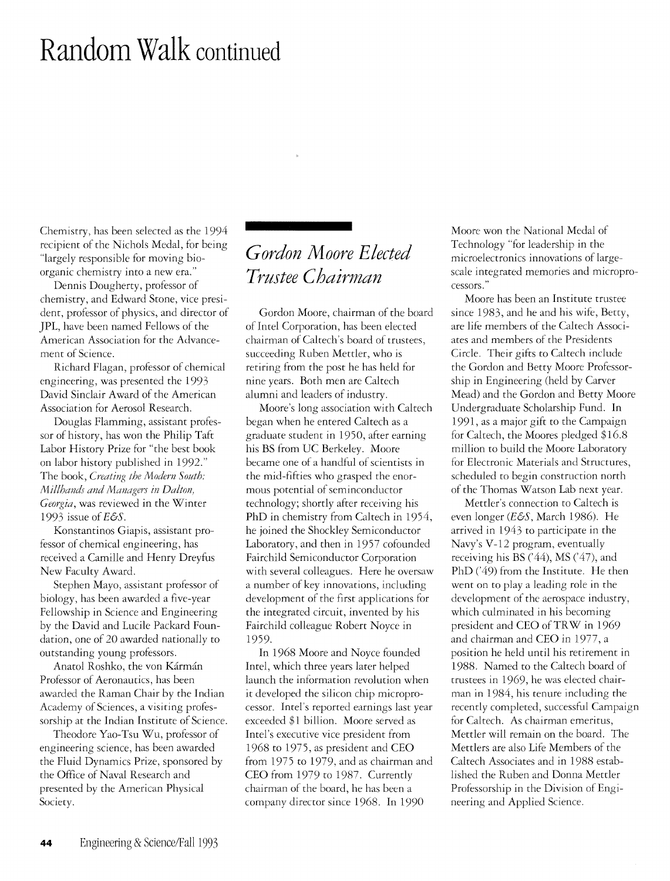# Random Walk continued

Chemistry, has been selected as the 1994 recipient of the Nichols Medal, for being "largely responsible for moving bio-organic chemistry into a new era."

Dennis Dougherty, professor of chemistry, and Edward Stone, vice president, professor of physics, and director of JPL, have been named Fellows of the American Association for the Advancement of Science.

Richard Flagan, professor of chemical engineering, was presented the 1993 David Sinclair Award of the American Association for Aerosol Research.

Douglas Flamming, assistant professor of history, has won the Philip Taft Labor History Prize for "the best book on labor history published in 1992." The book, *Creating the Modern South: Millhands and Managers in Dalton, Georgia*, was reviewed in the Winter 1993 issue of *E&S*.

Konstantinos Giapis, assistant professor of chemical engineering, has received a Camille and Henry Dreyfus New Faculty Award.

Stephen Mayo, assistant professor of biology, has been awarded a five-year Fellowship in Science and Engineering by the David and Lucile Packard Foundation, one of 20 awarded nationally to outstanding young professors.

Anatol Roshko, the von Kármán Professor of Aeronautics, has been awarded the Raman Chair by the Indian Academy of Sciences, a visiting professorship at the Indian Institute of Science.

Theodore Yao-Tsu Wu, professor of engineering science, has been awarded the Fluid Dynamics Prize, sponsored by the Office of Naval Research and presented by the American Physical Society.

## *Gordon Moore Elected Trustee Chairman*

Gordon Moore, chairman of the board of Intel Corporation, has been elected chairman of Caltech's board of trustees, succeeding Ruben Mettler, who is retiring from the post he has held for nine years. Both men are Caltech alumni and leaders of industry.

Moore's long association with Caltech began when he entered Caltech as a graduate student in 1950, after earning his BS from UC Berkeley. Moore became one of a handful of scientists in the mid-fifties who grasped the enormous potential of seminconductor technology; shortly after receiving his PhD in chemistry from Caltech in 1954, he joined the Shockley Semiconductor Laboratory, and then in 1957 cofounded Fairchild Semiconductor Corporation with several colleagues. Here he oversaw a number of key innovations, including development of the first applications for the integrated circuit, invented by his Fairchild colleague Robert Noyce in 1959.

In 1968 Moore and Noyce founded Intel, which three years later helped launch the information revolution when it developed the silicon chip microprocessor. Intel's reported earnings last year exceeded $1 billion. Moore served as Intel's executive vice president from 1968 to 1975, as president and CEO from 1975 to 1979, and as chairman and CEO from 1979 to 1987. Currently chairman of the board, he has been a company director since 1968. In 1990 Moore won the National Medal of Technology "for leadership in the microelectronics innovations of large-scale integrated memories and microprocessors."

Moore has been an Institute trustee since 1983, and he and his wife, Betty, are life members of the Caltech Associates and members of the Presidents Circle. Their gifts to Caltech include the Gordon and Betty Moore Professorship in Engineering (held by Carver Mead) and the Gordon and Betty Moore Undergraduate Scholarship Fund. In 1991, as a major gift to the Campaign for Caltech, the Moores pledged $16.8 million to build the Moore Laboratory for Electronic Materials and Structures, scheduled to begin construction north of the Thomas Watson Lab next year.

Mettler's connection to Caltech is even longer (*E&S*, March 1986). He arrived in 1943 to participate in the Navy's V-12 program, eventually receiving his BS ('44), MS ('47), and PhD ('49) from the Institute. He then went on to play a leading role in the development of the aerospace industry, which culminated in his becoming president and CEO of TRW in 1969 and chairman and CEO in 1977, a position he held until his retirement in 1988. Named to the Caltech board of trustees in 1969, he was elected chairman in 1984, his tenure including the recently completed, successful Campaign for Caltech. As chairman emeritus, Mettler will remain on the board. The Mettlers are also Life Members of the Caltech Associates and in 1988 established the Ruben and Donna Mettler Professorship in the Division of Engineering and Applied Science.